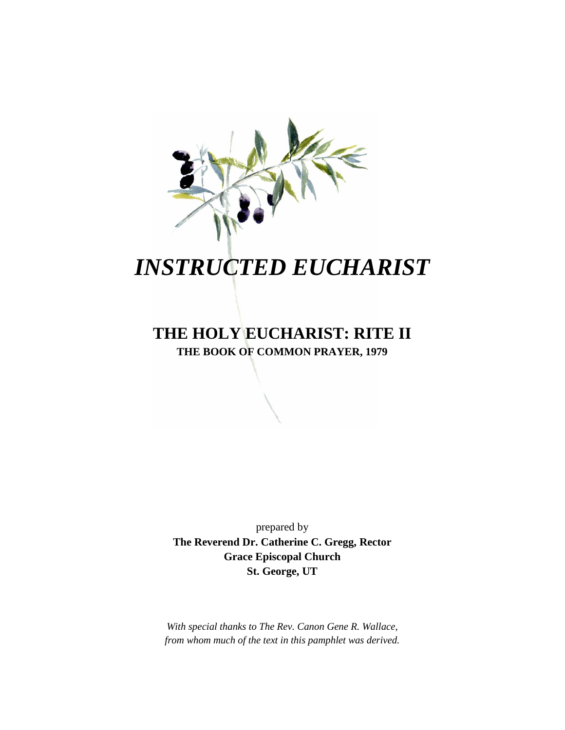# *INSTRUCTED EUCHARIST*

## THE HOLY EUCHARIST: RITE II

**THE BOOK OF COMMON PRAYER, 1979**

prepared by

**The Reverend Dr. Catherine C. Gregg, Rector**
**Grace Episcopal Church**
**St. George, UT**

*With special thanks to The Rev. Canon Gene R. Wallace, from whom much of the text in this pamphlet was derived.*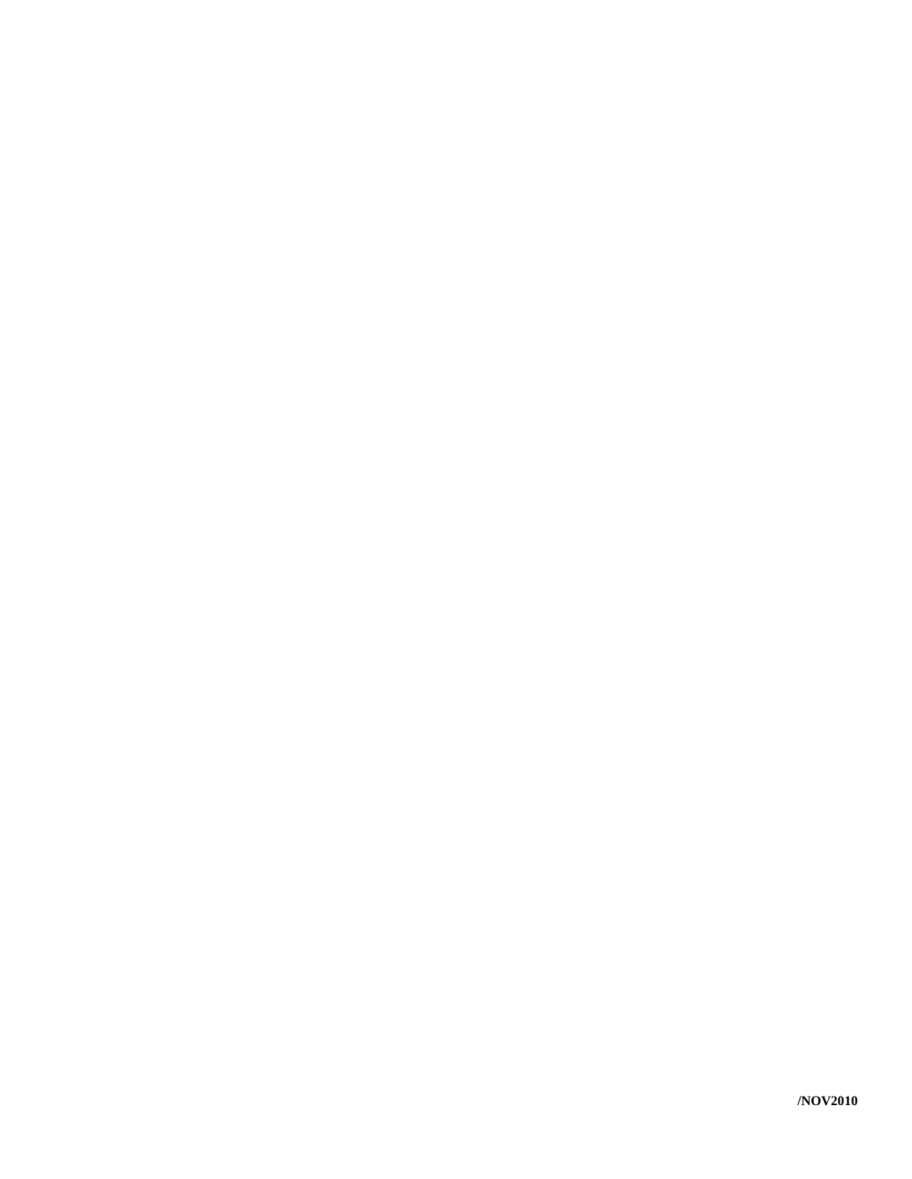/NOV2010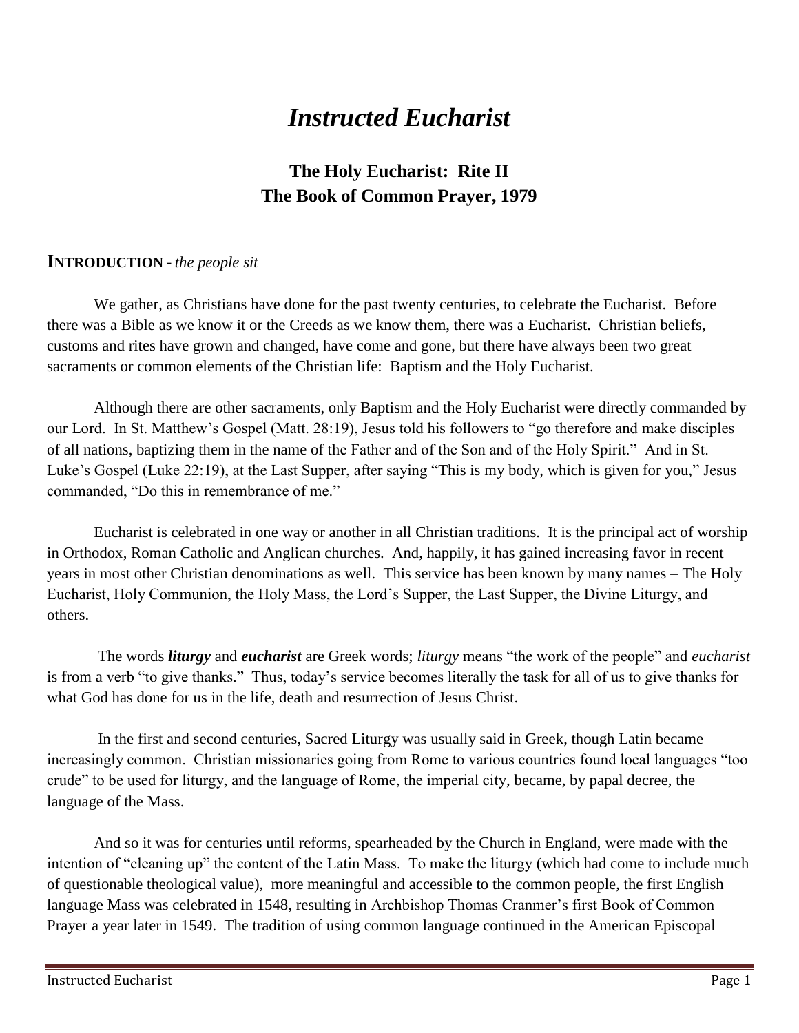# *Instructed Eucharist*

## The Holy Eucharist: Rite II
## The Book of Common Prayer, 1979

**INTRODUCTION -** *the people sit*

We gather, as Christians have done for the past twenty centuries, to celebrate the Eucharist. Before there was a Bible as we know it or the Creeds as we know them, there was a Eucharist. Christian beliefs, customs and rites have grown and changed, have come and gone, but there have always been two great sacraments or common elements of the Christian life: Baptism and the Holy Eucharist.

Although there are other sacraments, only Baptism and the Holy Eucharist were directly commanded by our Lord. In St. Matthew's Gospel (Matt. 28:19), Jesus told his followers to "go therefore and make disciples of all nations, baptizing them in the name of the Father and of the Son and of the Holy Spirit." And in St. Luke's Gospel (Luke 22:19), at the Last Supper, after saying "This is my body, which is given for you," Jesus commanded, "Do this in remembrance of me."

Eucharist is celebrated in one way or another in all Christian traditions. It is the principal act of worship in Orthodox, Roman Catholic and Anglican churches. And, happily, it has gained increasing favor in recent years in most other Christian denominations as well. This service has been known by many names – The Holy Eucharist, Holy Communion, the Holy Mass, the Lord's Supper, the Last Supper, the Divine Liturgy, and others.

The words ***liturgy*** and ***eucharist*** are Greek words; *liturgy* means "the work of the people" and *eucharist* is from a verb "to give thanks." Thus, today's service becomes literally the task for all of us to give thanks for what God has done for us in the life, death and resurrection of Jesus Christ.

In the first and second centuries, Sacred Liturgy was usually said in Greek, though Latin became increasingly common. Christian missionaries going from Rome to various countries found local languages "too crude" to be used for liturgy, and the language of Rome, the imperial city, became, by papal decree, the language of the Mass.

And so it was for centuries until reforms, spearheaded by the Church in England, were made with the intention of "cleaning up" the content of the Latin Mass. To make the liturgy (which had come to include much of questionable theological value), more meaningful and accessible to the common people, the first English language Mass was celebrated in 1548, resulting in Archbishop Thomas Cranmer's first Book of Common Prayer a year later in 1549. The tradition of using common language continued in the American Episcopal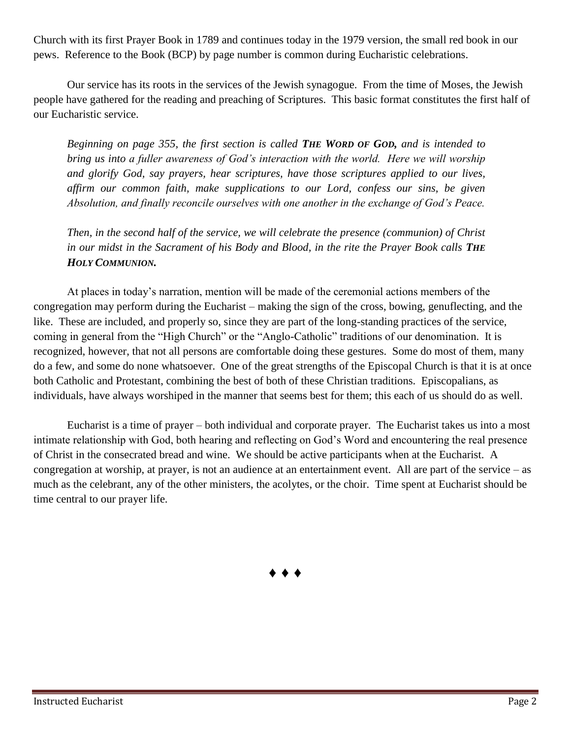Church with its first Prayer Book in 1789 and continues today in the 1979 version, the small red book in our pews. Reference to the Book (BCP) by page number is common during Eucharistic celebrations.

Our service has its roots in the services of the Jewish synagogue. From the time of Moses, the Jewish people have gathered for the reading and preaching of Scriptures. This basic format constitutes the first half of our Eucharistic service.

*Beginning on page 355, the first section is called **THE WORD OF GOD,** and is intended to bring us into a fuller awareness of God's interaction with the world. Here we will worship and glorify God, say prayers, hear scriptures, have those scriptures applied to our lives, affirm our common faith, make supplications to our Lord, confess our sins, be given Absolution, and finally reconcile ourselves with one another in the exchange of God's Peace.*

*Then, in the second half of the service, we will celebrate the presence (communion) of Christ in our midst in the Sacrament of his Body and Blood, in the rite the Prayer Book calls **THE HOLY COMMUNION.***

At places in today's narration, mention will be made of the ceremonial actions members of the congregation may perform during the Eucharist – making the sign of the cross, bowing, genuflecting, and the like. These are included, and properly so, since they are part of the long-standing practices of the service, coming in general from the "High Church" or the "Anglo-Catholic" traditions of our denomination. It is recognized, however, that not all persons are comfortable doing these gestures. Some do most of them, many do a few, and some do none whatsoever. One of the great strengths of the Episcopal Church is that it is at once both Catholic and Protestant, combining the best of both of these Christian traditions. Episcopalians, as individuals, have always worshiped in the manner that seems best for them; this each of us should do as well.

Eucharist is a time of prayer – both individual and corporate prayer. The Eucharist takes us into a most intimate relationship with God, both hearing and reflecting on God's Word and encountering the real presence of Christ in the consecrated bread and wine. We should be active participants when at the Eucharist. A congregation at worship, at prayer, is not an audience at an entertainment event. All are part of the service – as much as the celebrant, any of the other ministers, the acolytes, or the choir. Time spent at Eucharist should be time central to our prayer life.

♦ ♦ ♦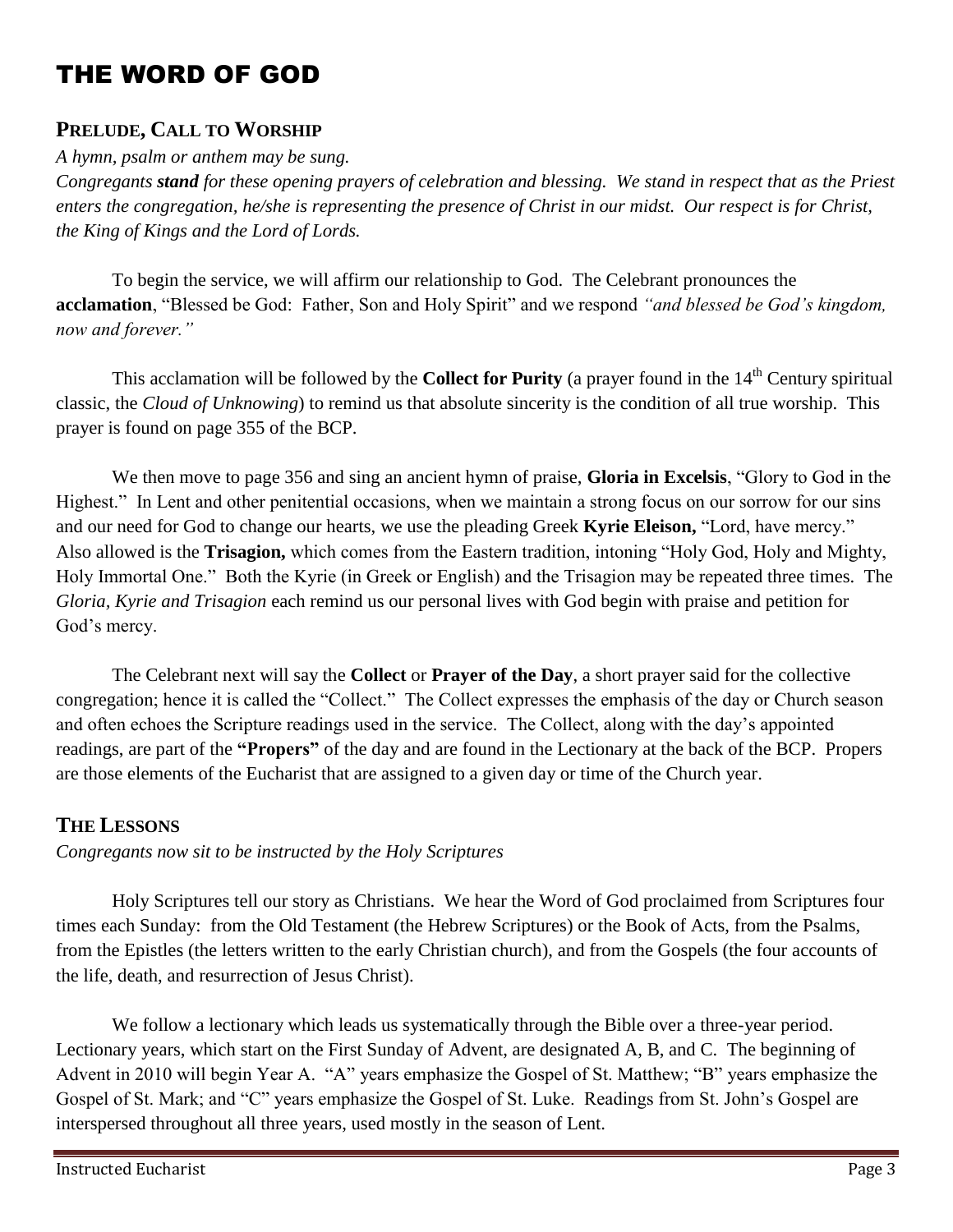# THE WORD OF GOD

## PRELUDE, CALL TO WORSHIP

*A hymn, psalm or anthem may be sung.*

*Congregants **stand** for these opening prayers of celebration and blessing. We stand in respect that as the Priest enters the congregation, he/she is representing the presence of Christ in our midst. Our respect is for Christ, the King of Kings and the Lord of Lords.*

To begin the service, we will affirm our relationship to God. The Celebrant pronounces the **acclamation**, "Blessed be God: Father, Son and Holy Spirit" and we respond *"and blessed be God's kingdom, now and forever."*

This acclamation will be followed by the **Collect for Purity** (a prayer found in the 14th Century spiritual classic, the *Cloud of Unknowing*) to remind us that absolute sincerity is the condition of all true worship. This prayer is found on page 355 of the BCP.

We then move to page 356 and sing an ancient hymn of praise, **Gloria in Excelsis**, "Glory to God in the Highest." In Lent and other penitential occasions, when we maintain a strong focus on our sorrow for our sins and our need for God to change our hearts, we use the pleading Greek **Kyrie Eleison,** "Lord, have mercy." Also allowed is the **Trisagion,** which comes from the Eastern tradition, intoning "Holy God, Holy and Mighty, Holy Immortal One." Both the Kyrie (in Greek or English) and the Trisagion may be repeated three times. The *Gloria, Kyrie and Trisagion* each remind us our personal lives with God begin with praise and petition for God's mercy.

The Celebrant next will say the **Collect** or **Prayer of the Day**, a short prayer said for the collective congregation; hence it is called the "Collect." The Collect expresses the emphasis of the day or Church season and often echoes the Scripture readings used in the service. The Collect, along with the day's appointed readings, are part of the **"Propers"** of the day and are found in the Lectionary at the back of the BCP. Propers are those elements of the Eucharist that are assigned to a given day or time of the Church year.

## THE LESSONS

*Congregants now sit to be instructed by the Holy Scriptures*

Holy Scriptures tell our story as Christians. We hear the Word of God proclaimed from Scriptures four times each Sunday: from the Old Testament (the Hebrew Scriptures) or the Book of Acts, from the Psalms, from the Epistles (the letters written to the early Christian church), and from the Gospels (the four accounts of the life, death, and resurrection of Jesus Christ).

We follow a lectionary which leads us systematically through the Bible over a three-year period. Lectionary years, which start on the First Sunday of Advent, are designated A, B, and C. The beginning of Advent in 2010 will begin Year A. "A" years emphasize the Gospel of St. Matthew; "B" years emphasize the Gospel of St. Mark; and "C" years emphasize the Gospel of St. Luke. Readings from St. John's Gospel are interspersed throughout all three years, used mostly in the season of Lent.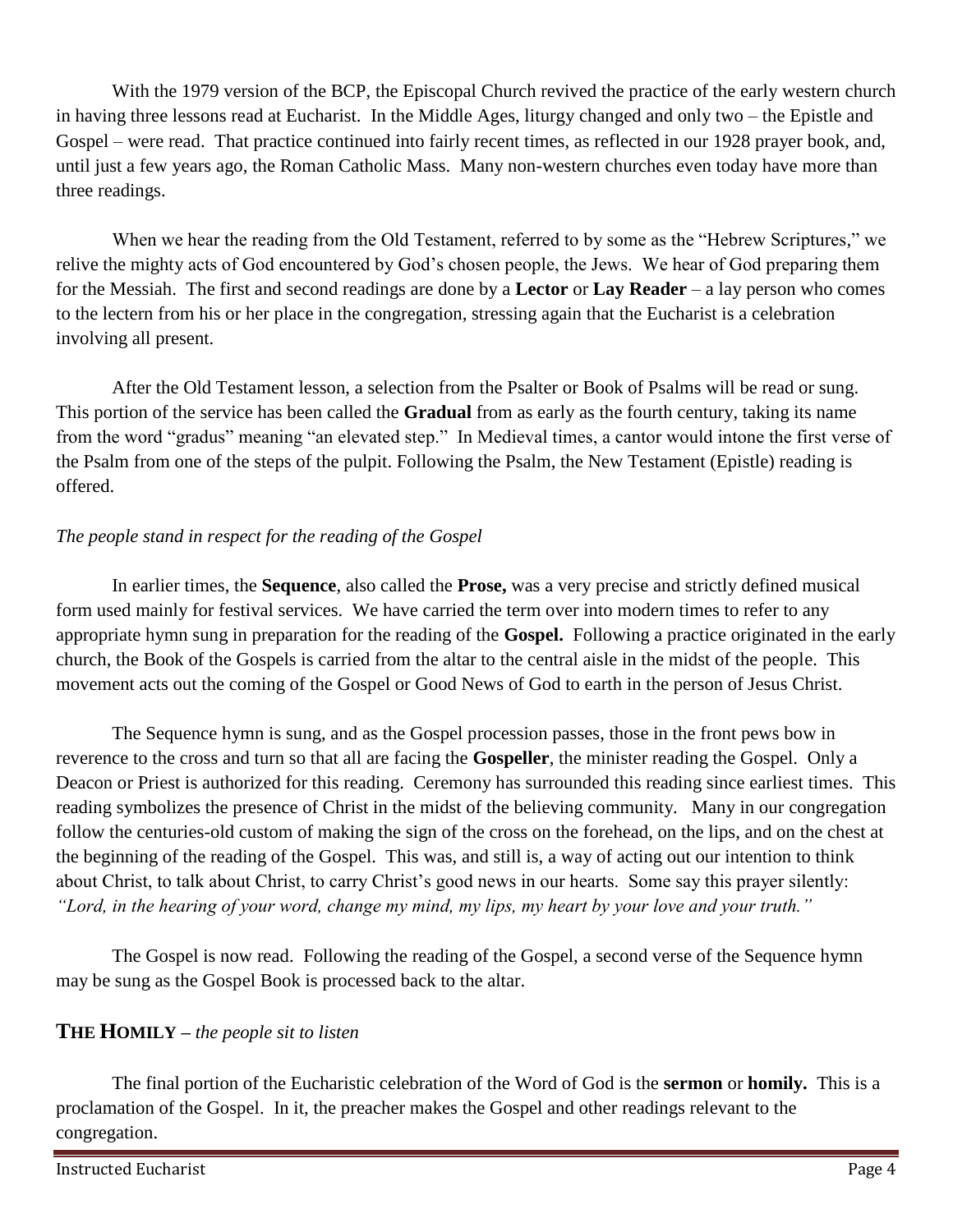With the 1979 version of the BCP, the Episcopal Church revived the practice of the early western church in having three lessons read at Eucharist. In the Middle Ages, liturgy changed and only two – the Epistle and Gospel – were read. That practice continued into fairly recent times, as reflected in our 1928 prayer book, and, until just a few years ago, the Roman Catholic Mass. Many non-western churches even today have more than three readings.

When we hear the reading from the Old Testament, referred to by some as the "Hebrew Scriptures," we relive the mighty acts of God encountered by God's chosen people, the Jews. We hear of God preparing them for the Messiah. The first and second readings are done by a **Lector** or **Lay Reader** – a lay person who comes to the lectern from his or her place in the congregation, stressing again that the Eucharist is a celebration involving all present.

After the Old Testament lesson, a selection from the Psalter or Book of Psalms will be read or sung. This portion of the service has been called the **Gradual** from as early as the fourth century, taking its name from the word "gradus" meaning "an elevated step." In Medieval times, a cantor would intone the first verse of the Psalm from one of the steps of the pulpit. Following the Psalm, the New Testament (Epistle) reading is offered.

*The people stand in respect for the reading of the Gospel*

In earlier times, the **Sequence**, also called the **Prose,** was a very precise and strictly defined musical form used mainly for festival services. We have carried the term over into modern times to refer to any appropriate hymn sung in preparation for the reading of the **Gospel.** Following a practice originated in the early church, the Book of the Gospels is carried from the altar to the central aisle in the midst of the people. This movement acts out the coming of the Gospel or Good News of God to earth in the person of Jesus Christ.

The Sequence hymn is sung, and as the Gospel procession passes, those in the front pews bow in reverence to the cross and turn so that all are facing the **Gospeller**, the minister reading the Gospel. Only a Deacon or Priest is authorized for this reading. Ceremony has surrounded this reading since earliest times. This reading symbolizes the presence of Christ in the midst of the believing community. Many in our congregation follow the centuries-old custom of making the sign of the cross on the forehead, on the lips, and on the chest at the beginning of the reading of the Gospel. This was, and still is, a way of acting out our intention to think about Christ, to talk about Christ, to carry Christ's good news in our hearts. Some say this prayer silently: *"Lord, in the hearing of your word, change my mind, my lips, my heart by your love and your truth."*

The Gospel is now read. Following the reading of the Gospel, a second verse of the Sequence hymn may be sung as the Gospel Book is processed back to the altar.

## THE HOMILY – *the people sit to listen*

The final portion of the Eucharistic celebration of the Word of God is the **sermon** or **homily.** This is a proclamation of the Gospel. In it, the preacher makes the Gospel and other readings relevant to the congregation.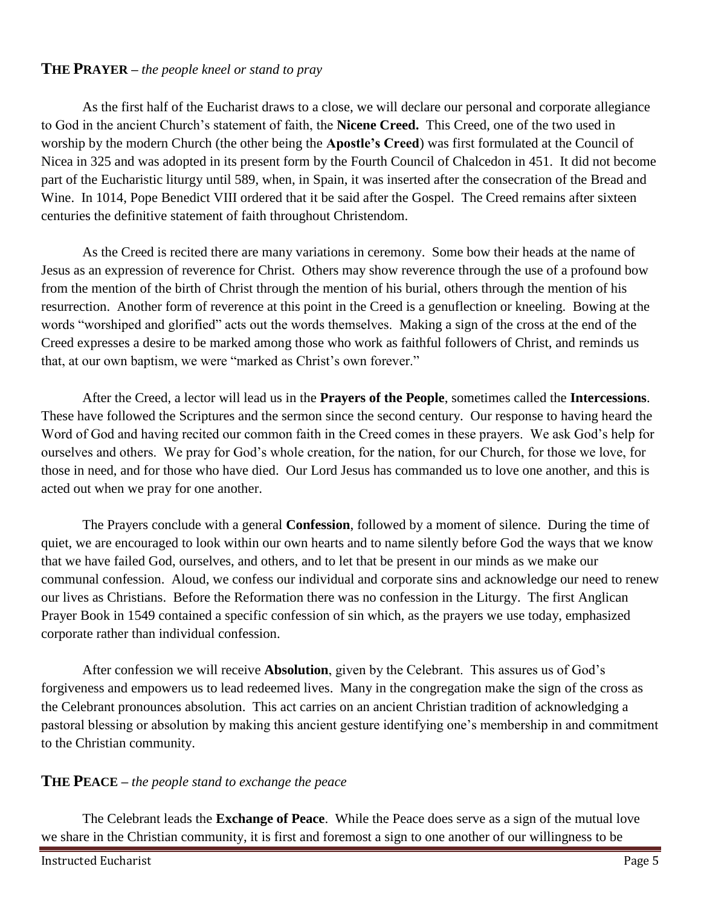## **THE PRAYER** – *the people kneel or stand to pray*

As the first half of the Eucharist draws to a close, we will declare our personal and corporate allegiance to God in the ancient Church's statement of faith, the **Nicene Creed.** This Creed, one of the two used in worship by the modern Church (the other being the **Apostle's Creed**) was first formulated at the Council of Nicea in 325 and was adopted in its present form by the Fourth Council of Chalcedon in 451. It did not become part of the Eucharistic liturgy until 589, when, in Spain, it was inserted after the consecration of the Bread and Wine. In 1014, Pope Benedict VIII ordered that it be said after the Gospel. The Creed remains after sixteen centuries the definitive statement of faith throughout Christendom.

As the Creed is recited there are many variations in ceremony. Some bow their heads at the name of Jesus as an expression of reverence for Christ. Others may show reverence through the use of a profound bow from the mention of the birth of Christ through the mention of his burial, others through the mention of his resurrection. Another form of reverence at this point in the Creed is a genuflection or kneeling. Bowing at the words "worshiped and glorified" acts out the words themselves. Making a sign of the cross at the end of the Creed expresses a desire to be marked among those who work as faithful followers of Christ, and reminds us that, at our own baptism, we were "marked as Christ's own forever."

After the Creed, a lector will lead us in the **Prayers of the People**, sometimes called the **Intercessions**. These have followed the Scriptures and the sermon since the second century. Our response to having heard the Word of God and having recited our common faith in the Creed comes in these prayers. We ask God's help for ourselves and others. We pray for God's whole creation, for the nation, for our Church, for those we love, for those in need, and for those who have died. Our Lord Jesus has commanded us to love one another, and this is acted out when we pray for one another.

The Prayers conclude with a general **Confession**, followed by a moment of silence. During the time of quiet, we are encouraged to look within our own hearts and to name silently before God the ways that we know that we have failed God, ourselves, and others, and to let that be present in our minds as we make our communal confession. Aloud, we confess our individual and corporate sins and acknowledge our need to renew our lives as Christians. Before the Reformation there was no confession in the Liturgy. The first Anglican Prayer Book in 1549 contained a specific confession of sin which, as the prayers we use today, emphasized corporate rather than individual confession.

After confession we will receive **Absolution**, given by the Celebrant. This assures us of God's forgiveness and empowers us to lead redeemed lives. Many in the congregation make the sign of the cross as the Celebrant pronounces absolution. This act carries on an ancient Christian tradition of acknowledging a pastoral blessing or absolution by making this ancient gesture identifying one's membership in and commitment to the Christian community.

## **THE PEACE** – *the people stand to exchange the peace*

The Celebrant leads the **Exchange of Peace**. While the Peace does serve as a sign of the mutual love we share in the Christian community, it is first and foremost a sign to one another of our willingness to be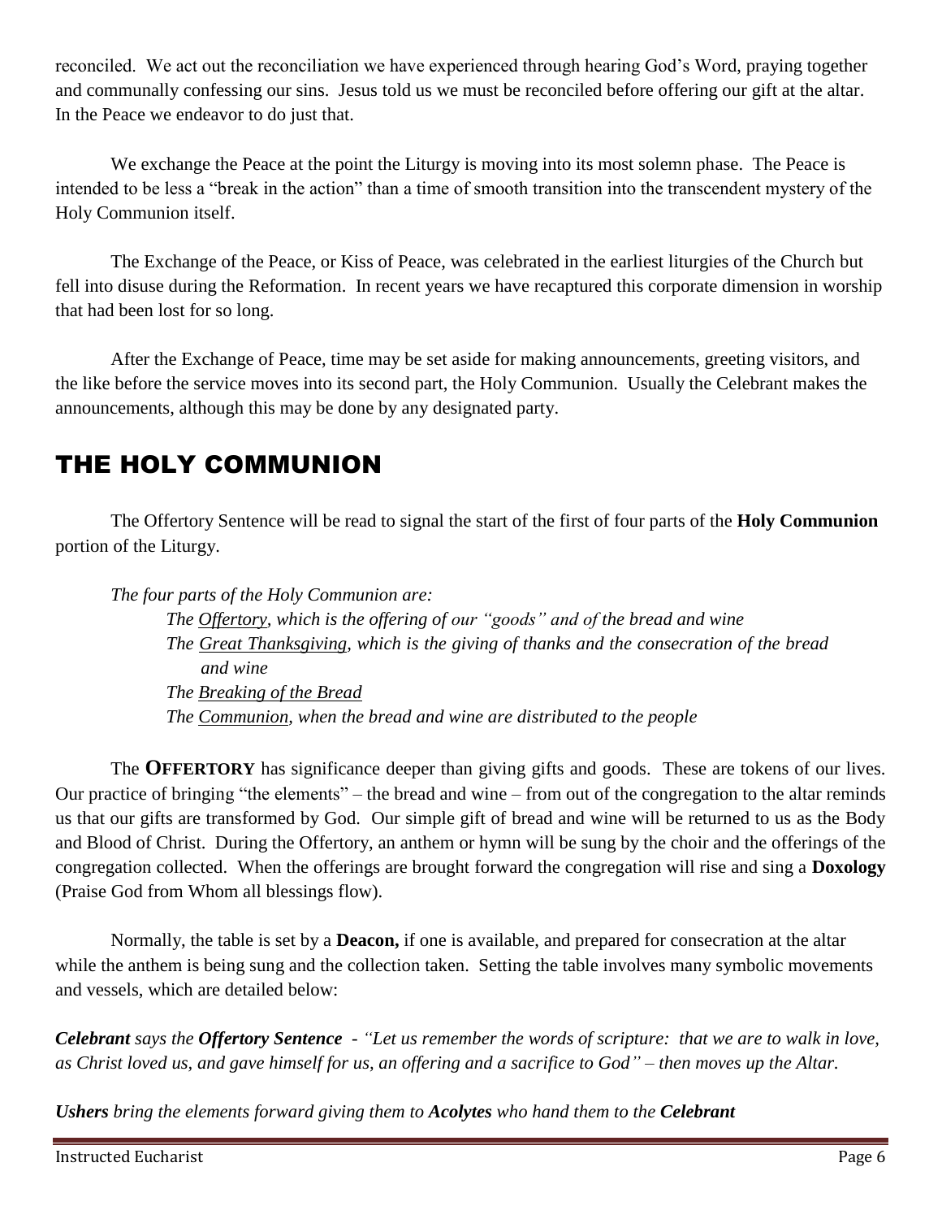reconciled. We act out the reconciliation we have experienced through hearing God's Word, praying together and communally confessing our sins. Jesus told us we must be reconciled before offering our gift at the altar. In the Peace we endeavor to do just that.

We exchange the Peace at the point the Liturgy is moving into its most solemn phase. The Peace is intended to be less a "break in the action" than a time of smooth transition into the transcendent mystery of the Holy Communion itself.

The Exchange of the Peace, or Kiss of Peace, was celebrated in the earliest liturgies of the Church but fell into disuse during the Reformation. In recent years we have recaptured this corporate dimension in worship that had been lost for so long.

After the Exchange of Peace, time may be set aside for making announcements, greeting visitors, and the like before the service moves into its second part, the Holy Communion. Usually the Celebrant makes the announcements, although this may be done by any designated party.

# THE HOLY COMMUNION

The Offertory Sentence will be read to signal the start of the first of four parts of the **Holy Communion** portion of the Liturgy.

*The four parts of the Holy Communion are:*

- *The Offertory, which is the offering of our "goods" and of the bread and wine*
- *The Great Thanksgiving, which is the giving of thanks and the consecration of the bread and wine*
- *The Breaking of the Bread*
- *The Communion, when the bread and wine are distributed to the people*

The **OFFERTORY** has significance deeper than giving gifts and goods. These are tokens of our lives. Our practice of bringing "the elements" – the bread and wine – from out of the congregation to the altar reminds us that our gifts are transformed by God. Our simple gift of bread and wine will be returned to us as the Body and Blood of Christ. During the Offertory, an anthem or hymn will be sung by the choir and the offerings of the congregation collected. When the offerings are brought forward the congregation will rise and sing a **Doxology** (Praise God from Whom all blessings flow).

Normally, the table is set by a **Deacon,** if one is available, and prepared for consecration at the altar while the anthem is being sung and the collection taken. Setting the table involves many symbolic movements and vessels, which are detailed below:

***Celebrant** says the **Offertory Sentence** - "Let us remember the words of scripture: that we are to walk in love, as Christ loved us, and gave himself for us, an offering and a sacrifice to God" – then moves up the Altar.*

***Ushers** bring the elements forward giving them to **Acolytes** who hand them to the **Celebrant***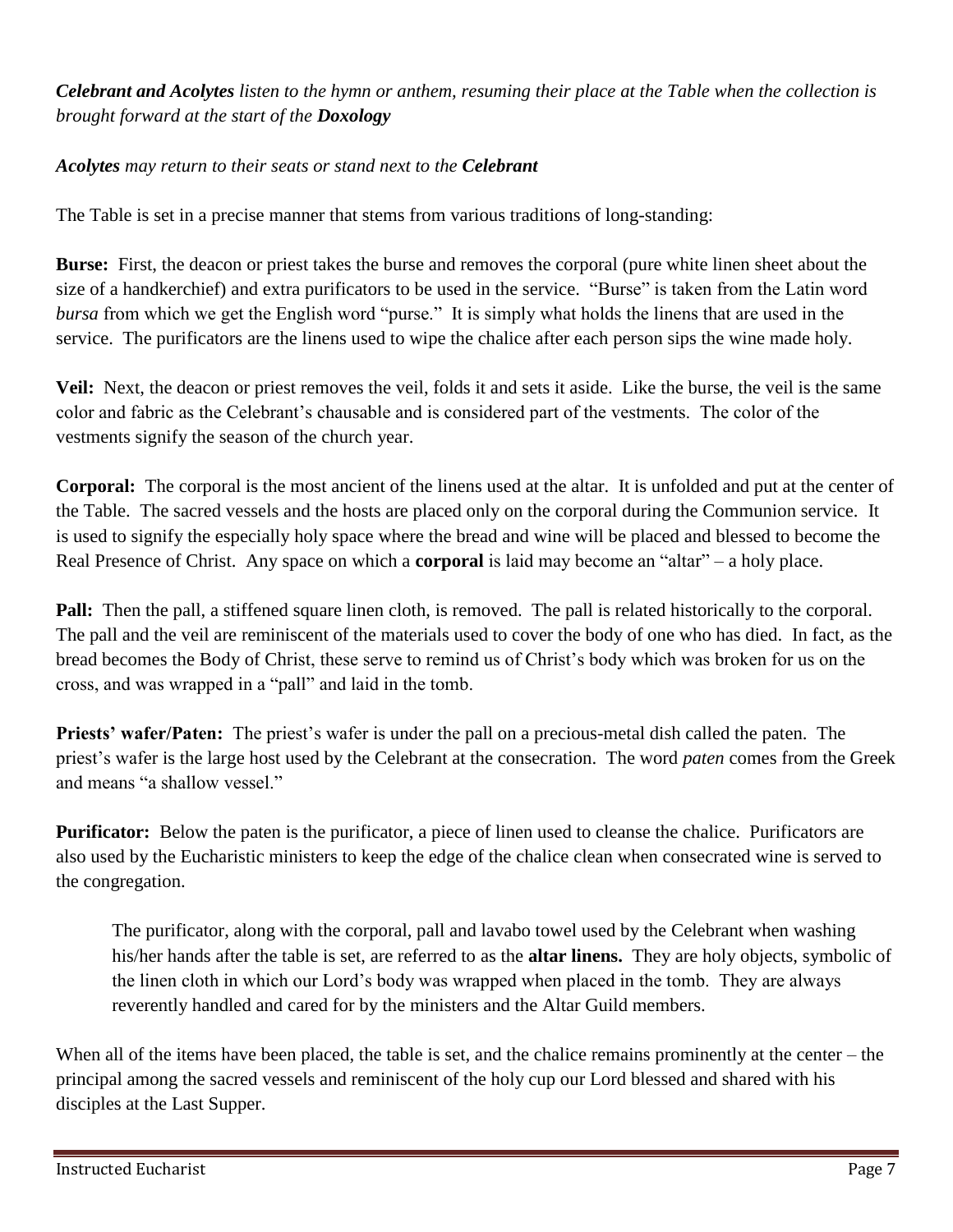***Celebrant and Acolytes** listen to the hymn or anthem, resuming their place at the Table when the collection is brought forward at the start of the **Doxology***

***Acolytes** may return to their seats or stand next to the **Celebrant***

The Table is set in a precise manner that stems from various traditions of long-standing:

**Burse:** First, the deacon or priest takes the burse and removes the corporal (pure white linen sheet about the size of a handkerchief) and extra purificators to be used in the service. "Burse" is taken from the Latin word *bursa* from which we get the English word "purse." It is simply what holds the linens that are used in the service. The purificators are the linens used to wipe the chalice after each person sips the wine made holy.

**Veil:** Next, the deacon or priest removes the veil, folds it and sets it aside. Like the burse, the veil is the same color and fabric as the Celebrant's chausable and is considered part of the vestments. The color of the vestments signify the season of the church year.

**Corporal:** The corporal is the most ancient of the linens used at the altar. It is unfolded and put at the center of the Table. The sacred vessels and the hosts are placed only on the corporal during the Communion service. It is used to signify the especially holy space where the bread and wine will be placed and blessed to become the Real Presence of Christ. Any space on which a **corporal** is laid may become an "altar" – a holy place.

**Pall:** Then the pall, a stiffened square linen cloth, is removed. The pall is related historically to the corporal. The pall and the veil are reminiscent of the materials used to cover the body of one who has died. In fact, as the bread becomes the Body of Christ, these serve to remind us of Christ's body which was broken for us on the cross, and was wrapped in a "pall" and laid in the tomb.

**Priests' wafer/Paten:** The priest's wafer is under the pall on a precious-metal dish called the paten. The priest's wafer is the large host used by the Celebrant at the consecration. The word *paten* comes from the Greek and means "a shallow vessel."

**Purificator:** Below the paten is the purificator, a piece of linen used to cleanse the chalice. Purificators are also used by the Eucharistic ministers to keep the edge of the chalice clean when consecrated wine is served to the congregation.

> The purificator, along with the corporal, pall and lavabo towel used by the Celebrant when washing his/her hands after the table is set, are referred to as the **altar linens.** They are holy objects, symbolic of the linen cloth in which our Lord's body was wrapped when placed in the tomb. They are always reverently handled and cared for by the ministers and the Altar Guild members.

When all of the items have been placed, the table is set, and the chalice remains prominently at the center – the principal among the sacred vessels and reminiscent of the holy cup our Lord blessed and shared with his disciples at the Last Supper.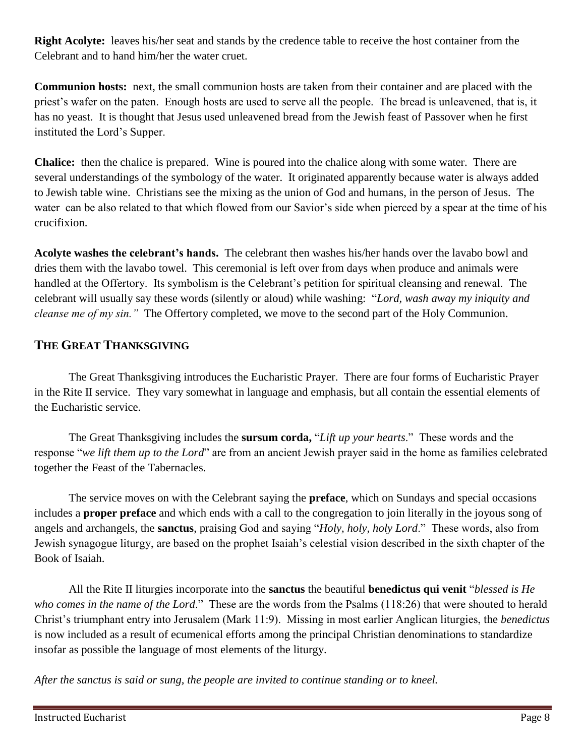**Right Acolyte:** leaves his/her seat and stands by the credence table to receive the host container from the Celebrant and to hand him/her the water cruet.

**Communion hosts:** next, the small communion hosts are taken from their container and are placed with the priest's wafer on the paten. Enough hosts are used to serve all the people. The bread is unleavened, that is, it has no yeast. It is thought that Jesus used unleavened bread from the Jewish feast of Passover when he first instituted the Lord's Supper.

**Chalice:** then the chalice is prepared. Wine is poured into the chalice along with some water. There are several understandings of the symbology of the water. It originated apparently because water is always added to Jewish table wine. Christians see the mixing as the union of God and humans, in the person of Jesus. The water can be also related to that which flowed from our Savior's side when pierced by a spear at the time of his crucifixion.

**Acolyte washes the celebrant's hands.** The celebrant then washes his/her hands over the lavabo bowl and dries them with the lavabo towel. This ceremonial is left over from days when produce and animals were handled at the Offertory. Its symbolism is the Celebrant's petition for spiritual cleansing and renewal. The celebrant will usually say these words (silently or aloud) while washing: "*Lord, wash away my iniquity and cleanse me of my sin."* The Offertory completed, we move to the second part of the Holy Communion.

## THE GREAT THANKSGIVING

The Great Thanksgiving introduces the Eucharistic Prayer. There are four forms of Eucharistic Prayer in the Rite II service. They vary somewhat in language and emphasis, but all contain the essential elements of the Eucharistic service.

The Great Thanksgiving includes the **sursum corda,** "*Lift up your hearts*." These words and the response "*we lift them up to the Lord*" are from an ancient Jewish prayer said in the home as families celebrated together the Feast of the Tabernacles.

The service moves on with the Celebrant saying the **preface**, which on Sundays and special occasions includes a **proper preface** and which ends with a call to the congregation to join literally in the joyous song of angels and archangels, the **sanctus**, praising God and saying "*Holy, holy, holy Lord*." These words, also from Jewish synagogue liturgy, are based on the prophet Isaiah's celestial vision described in the sixth chapter of the Book of Isaiah.

All the Rite II liturgies incorporate into the **sanctus** the beautiful **benedictus qui venit** "*blessed is He who comes in the name of the Lord*." These are the words from the Psalms (118:26) that were shouted to herald Christ's triumphant entry into Jerusalem (Mark 11:9). Missing in most earlier Anglican liturgies, the *benedictus* is now included as a result of ecumenical efforts among the principal Christian denominations to standardize insofar as possible the language of most elements of the liturgy.

*After the sanctus is said or sung, the people are invited to continue standing or to kneel.*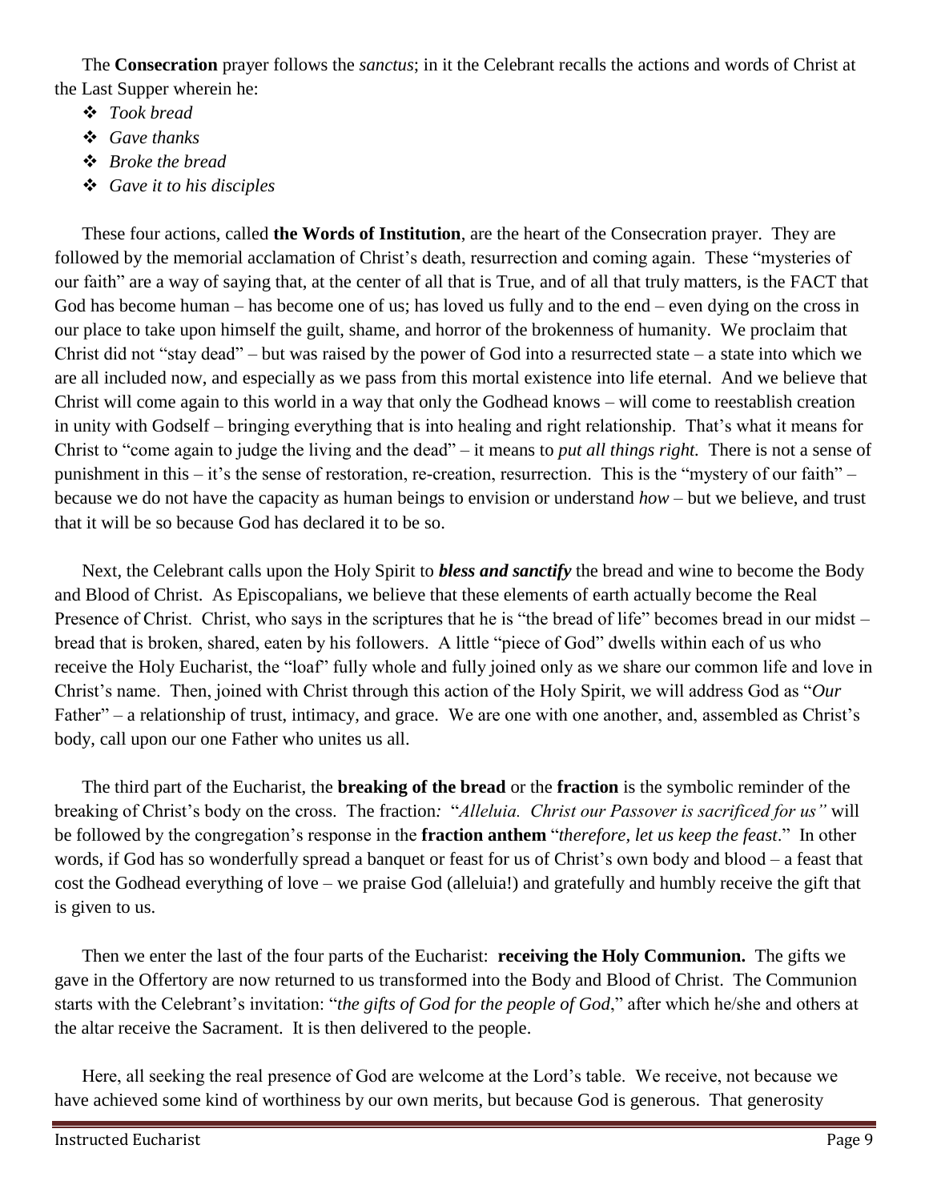The **Consecration** prayer follows the *sanctus*; in it the Celebrant recalls the actions and words of Christ at the Last Supper wherein he:

- *Took bread*
- *Gave thanks*
- *Broke the bread*
- *Gave it to his disciples*

These four actions, called **the Words of Institution**, are the heart of the Consecration prayer. They are followed by the memorial acclamation of Christ's death, resurrection and coming again. These "mysteries of our faith" are a way of saying that, at the center of all that is True, and of all that truly matters, is the FACT that God has become human – has become one of us; has loved us fully and to the end – even dying on the cross in our place to take upon himself the guilt, shame, and horror of the brokenness of humanity. We proclaim that Christ did not "stay dead" – but was raised by the power of God into a resurrected state – a state into which we are all included now, and especially as we pass from this mortal existence into life eternal. And we believe that Christ will come again to this world in a way that only the Godhead knows – will come to reestablish creation in unity with Godself – bringing everything that is into healing and right relationship. That's what it means for Christ to "come again to judge the living and the dead" – it means to *put all things right.* There is not a sense of punishment in this – it's the sense of restoration, re-creation, resurrection. This is the "mystery of our faith" – because we do not have the capacity as human beings to envision or understand *how* – but we believe, and trust that it will be so because God has declared it to be so.

Next, the Celebrant calls upon the Holy Spirit to ***bless and sanctify*** the bread and wine to become the Body and Blood of Christ. As Episcopalians, we believe that these elements of earth actually become the Real Presence of Christ. Christ, who says in the scriptures that he is "the bread of life" becomes bread in our midst – bread that is broken, shared, eaten by his followers. A little "piece of God" dwells within each of us who receive the Holy Eucharist, the "loaf" fully whole and fully joined only as we share our common life and love in Christ's name. Then, joined with Christ through this action of the Holy Spirit, we will address God as "*Our* Father" – a relationship of trust, intimacy, and grace. We are one with one another, and, assembled as Christ's body, call upon our one Father who unites us all.

The third part of the Eucharist, the **breaking of the bread** or the **fraction** is the symbolic reminder of the breaking of Christ's body on the cross. The fraction*:* "*Alleluia. Christ our Passover is sacrificed for us"* will be followed by the congregation's response in the **fraction anthem** "*therefore, let us keep the feast*." In other words, if God has so wonderfully spread a banquet or feast for us of Christ's own body and blood – a feast that cost the Godhead everything of love – we praise God (alleluia!) and gratefully and humbly receive the gift that is given to us.

Then we enter the last of the four parts of the Eucharist: **receiving the Holy Communion.** The gifts we gave in the Offertory are now returned to us transformed into the Body and Blood of Christ. The Communion starts with the Celebrant's invitation: "*the gifts of God for the people of God*," after which he/she and others at the altar receive the Sacrament. It is then delivered to the people.

Here, all seeking the real presence of God are welcome at the Lord's table. We receive, not because we have achieved some kind of worthiness by our own merits, but because God is generous. That generosity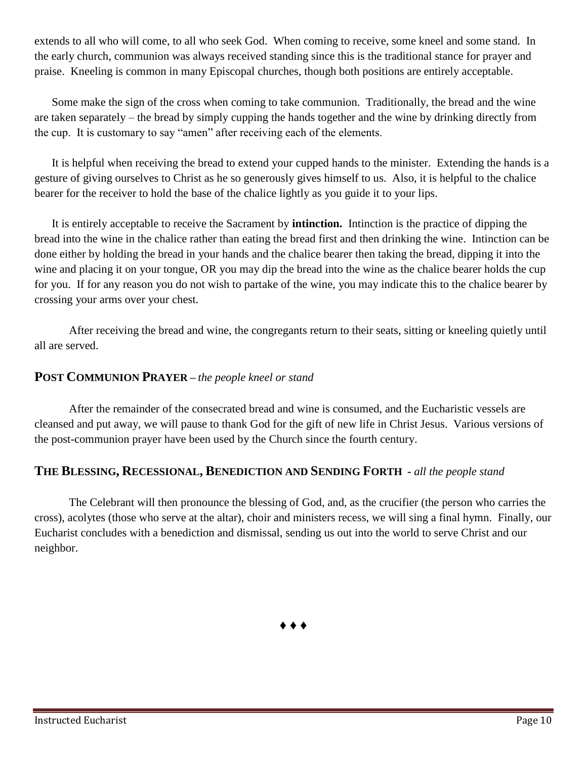extends to all who will come, to all who seek God. When coming to receive, some kneel and some stand. In the early church, communion was always received standing since this is the traditional stance for prayer and praise. Kneeling is common in many Episcopal churches, though both positions are entirely acceptable.

Some make the sign of the cross when coming to take communion. Traditionally, the bread and the wine are taken separately – the bread by simply cupping the hands together and the wine by drinking directly from the cup. It is customary to say "amen" after receiving each of the elements.

It is helpful when receiving the bread to extend your cupped hands to the minister. Extending the hands is a gesture of giving ourselves to Christ as he so generously gives himself to us. Also, it is helpful to the chalice bearer for the receiver to hold the base of the chalice lightly as you guide it to your lips.

It is entirely acceptable to receive the Sacrament by **intinction.** Intinction is the practice of dipping the bread into the wine in the chalice rather than eating the bread first and then drinking the wine. Intinction can be done either by holding the bread in your hands and the chalice bearer then taking the bread, dipping it into the wine and placing it on your tongue, OR you may dip the bread into the wine as the chalice bearer holds the cup for you. If for any reason you do not wish to partake of the wine, you may indicate this to the chalice bearer by crossing your arms over your chest.

After receiving the bread and wine, the congregants return to their seats, sitting or kneeling quietly until all are served.

## POST COMMUNION PRAYER – *the people kneel or stand*

After the remainder of the consecrated bread and wine is consumed, and the Eucharistic vessels are cleansed and put away, we will pause to thank God for the gift of new life in Christ Jesus. Various versions of the post-communion prayer have been used by the Church since the fourth century.

## THE BLESSING, RECESSIONAL, BENEDICTION AND SENDING FORTH - *all the people stand*

The Celebrant will then pronounce the blessing of God, and, as the crucifier (the person who carries the cross), acolytes (those who serve at the altar), choir and ministers recess, we will sing a final hymn. Finally, our Eucharist concludes with a benediction and dismissal, sending us out into the world to serve Christ and our neighbor.

♦ ♦ ♦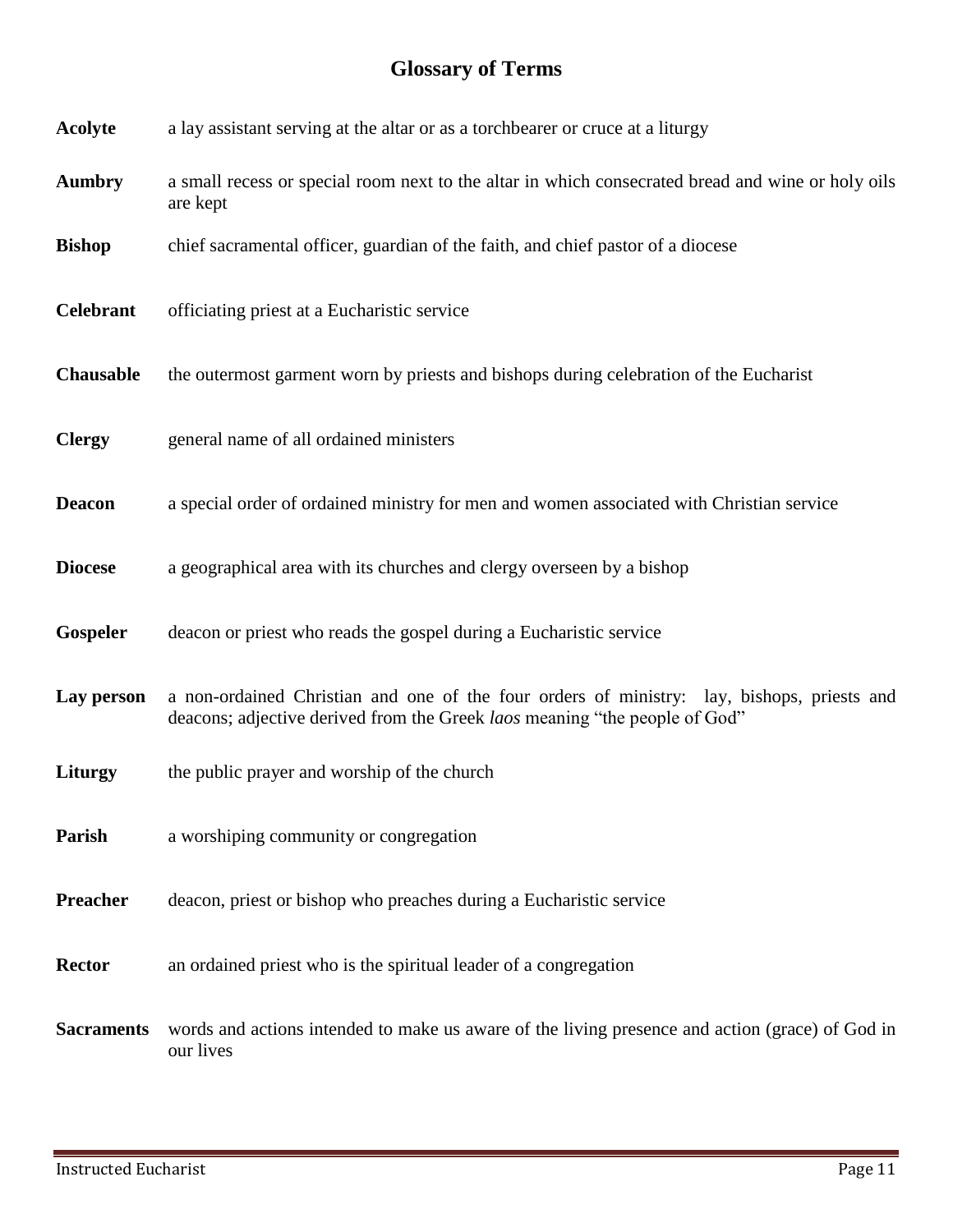# Glossary of Terms

**Acolyte** a lay assistant serving at the altar or as a torchbearer or cruce at a liturgy

**Aumbry** a small recess or special room next to the altar in which consecrated bread and wine or holy oils are kept

**Bishop** chief sacramental officer, guardian of the faith, and chief pastor of a diocese

**Celebrant** officiating priest at a Eucharistic service

**Chausable** the outermost garment worn by priests and bishops during celebration of the Eucharist

**Clergy** general name of all ordained ministers

**Deacon** a special order of ordained ministry for men and women associated with Christian service

**Diocese** a geographical area with its churches and clergy overseen by a bishop

**Gospeler** deacon or priest who reads the gospel during a Eucharistic service

**Lay person** a non-ordained Christian and one of the four orders of ministry: lay, bishops, priests and deacons; adjective derived from the Greek *laos* meaning "the people of God"

**Liturgy** the public prayer and worship of the church

**Parish** a worshiping community or congregation

**Preacher** deacon, priest or bishop who preaches during a Eucharistic service

**Rector** an ordained priest who is the spiritual leader of a congregation

**Sacraments** words and actions intended to make us aware of the living presence and action (grace) of God in our lives